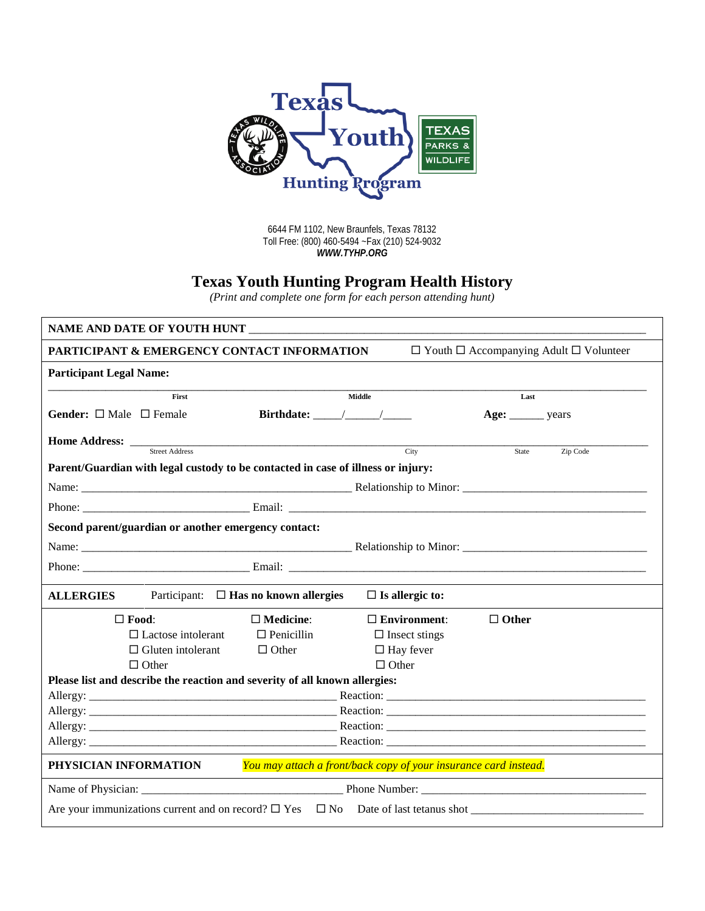Texas Youth Hunting Program

TEXAS PARKS & WILDLIFE

6644 FM 1102, New Braunfels, Texas 78132
Toll Free: (800) 460-5494 ~Fax (210) 524-9032
***WWW.TYHP.ORG***

# Texas Youth Hunting Program Health History

*(Print and complete one form for each person attending hunt)*

**NAME AND DATE OF YOUTH HUNT** ____________________________________________

**PARTICIPANT & EMERGENCY CONTACT INFORMATION** ☐ Youth ☐ Accompanying Adult ☐ Volunteer

**Participant Legal Name:**

______________________________________________________________________
First Middle Last

**Gender:** ☐ Male ☐ Female **Birthdate:** ____/_____/_____ **Age:** ______ years

**Home Address:** ______________________________________________________________
Street Address City State Zip Code

**Parent/Guardian with legal custody to be contacted in case of illness or injury:**

Name: _______________________________________ Relationship to Minor: ___________________________

Phone: _________________________ Email: _______________________________________________________

**Second parent/guardian or another emergency contact:**

Name: _______________________________________ Relationship to Minor: ___________________________

Phone: _________________________ Email: _______________________________________________________

**ALLERGIES** Participant: ☐ **Has no known allergies** ☐ **Is allergic to:**

☐ **Food**:
- ☐ Lactose intolerant
- ☐ Gluten intolerant
- ☐ Other

☐ **Medicine**:
- ☐ Penicillin
- ☐ Other

☐ **Environment**:
- ☐ Insect stings
- ☐ Hay fever
- ☐ Other

☐ **Other**

**Please list and describe the reaction and severity of all known allergies:**

Allergy: _______________________________________ Reaction: _______________________________________

Allergy: _______________________________________ Reaction: _______________________________________

Allergy: _______________________________________ Reaction: _______________________________________

Allergy: _______________________________________ Reaction: _______________________________________

**PHYSICIAN INFORMATION** *You may attach a front/back copy of your insurance card instead.*

Name of Physician: _______________________________ Phone Number: __________________________________

Are your immunizations current and on record? ☐ Yes ☐ No Date of last tetanus shot ___________________________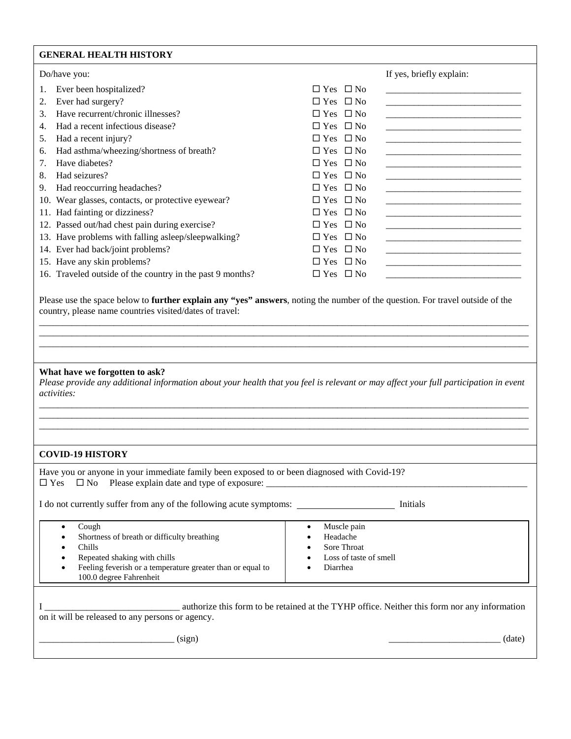## GENERAL HEALTH HISTORY

| Do/have you: | | If yes, briefly explain: |
|---|---|---|
| 1. Ever been hospitalized? | ☐ Yes ☐ No | ____________________________ |
| 2. Ever had surgery? | ☐ Yes ☐ No | ____________________________ |
| 3. Have recurrent/chronic illnesses? | ☐ Yes ☐ No | ____________________________ |
| 4. Had a recent infectious disease? | ☐ Yes ☐ No | ____________________________ |
| 5. Had a recent injury? | ☐ Yes ☐ No | ____________________________ |
| 6. Had asthma/wheezing/shortness of breath? | ☐ Yes ☐ No | ____________________________ |
| 7. Have diabetes? | ☐ Yes ☐ No | ____________________________ |
| 8. Had seizures? | ☐ Yes ☐ No | ____________________________ |
| 9. Had reoccurring headaches? | ☐ Yes ☐ No | ____________________________ |
| 10. Wear glasses, contacts, or protective eyewear? | ☐ Yes ☐ No | ____________________________ |
| 11. Had fainting or dizziness? | ☐ Yes ☐ No | ____________________________ |
| 12. Passed out/had chest pain during exercise? | ☐ Yes ☐ No | ____________________________ |
| 13. Have problems with falling asleep/sleepwalking? | ☐ Yes ☐ No | ____________________________ |
| 14. Ever had back/joint problems? | ☐ Yes ☐ No | ____________________________ |
| 15. Have any skin problems? | ☐ Yes ☐ No | ____________________________ |
| 16. Traveled outside of the country in the past 9 months? | ☐ Yes ☐ No | ____________________________ |

Please use the space below to **further explain any "yes" answers**, noting the number of the question. For travel outside of the country, please name countries visited/dates of travel:

______________________________________________________________________________________________

______________________________________________________________________________________________

______________________________________________________________________________________________

**What have we forgotten to ask?**

*Please provide any additional information about your health that you feel is relevant or may affect your full participation in event activities:*

______________________________________________________________________________________________

______________________________________________________________________________________________

______________________________________________________________________________________________

## COVID-19 HISTORY

Have you or anyone in your immediate family been exposed to or been diagnosed with Covid-19?

☐ Yes ☐ No Please explain date and type of exposure: ______________________________________________________

I do not currently suffer from any of the following acute symptoms: ____________________ Initials

- Cough
- Shortness of breath or difficulty breathing
- Chills
- Repeated shaking with chills
- Feeling feverish or a temperature greater than or equal to 100.0 degree Fahrenheit
- Muscle pain
- Headache
- Sore Throat
- Loss of taste of smell
- Diarrhea

I ____________________________ authorize this form to be retained at the TYHP office. Neither this form nor any information on it will be released to any persons or agency.

____________________________ (sign) ________________________ (date)